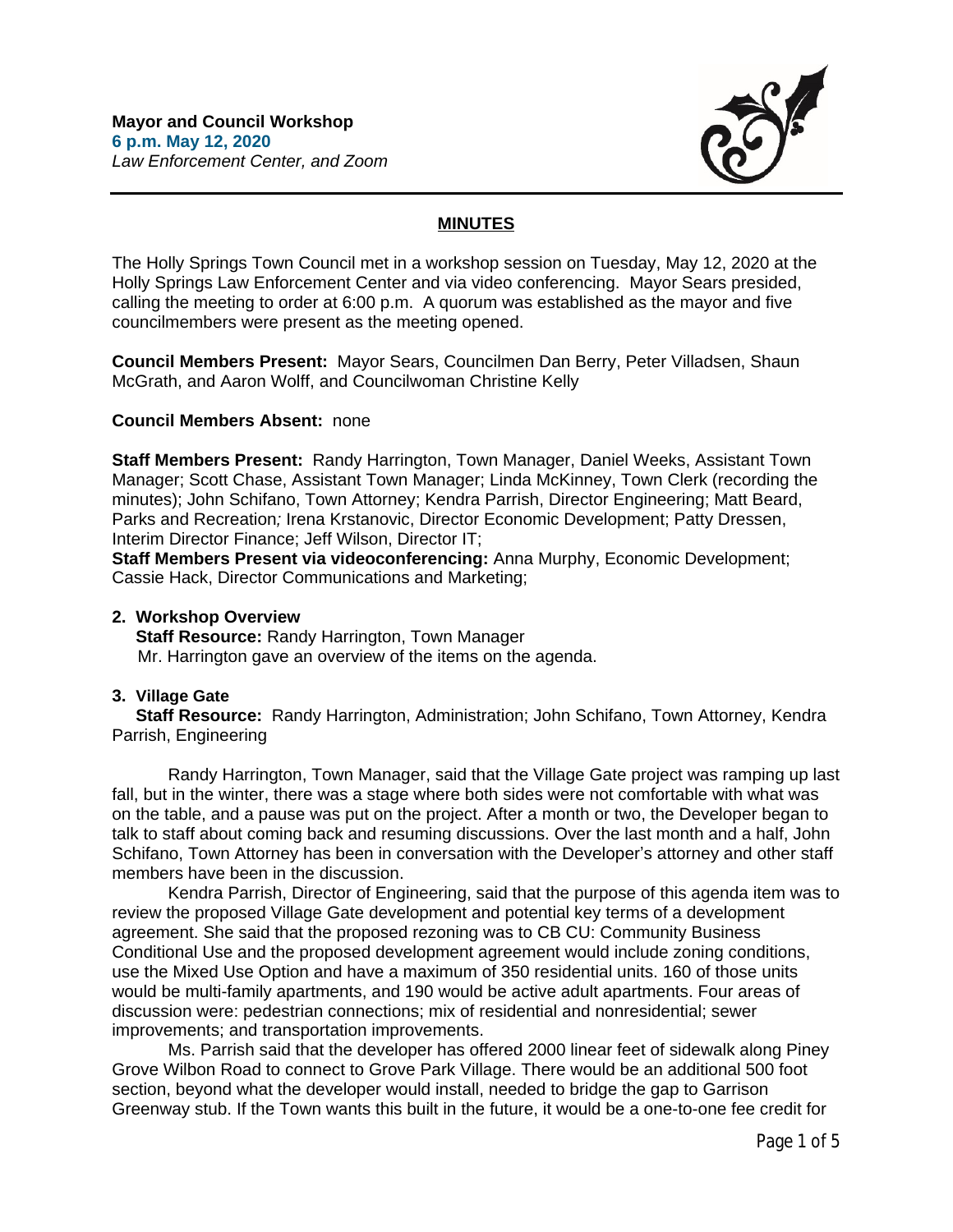**Mayor and Council Workshop**
**6 p.m. May 12, 2020**
*Law Enforcement Center, and Zoom*

## MINUTES

The Holly Springs Town Council met in a workshop session on Tuesday, May 12, 2020 at the Holly Springs Law Enforcement Center and via video conferencing. Mayor Sears presided, calling the meeting to order at 6:00 p.m. A quorum was established as the mayor and five councilmembers were present as the meeting opened.

**Council Members Present:** Mayor Sears, Councilmen Dan Berry, Peter Villadsen, Shaun McGrath, and Aaron Wolff, and Councilwoman Christine Kelly

**Council Members Absent:** none

**Staff Members Present:** Randy Harrington, Town Manager, Daniel Weeks, Assistant Town Manager; Scott Chase, Assistant Town Manager; Linda McKinney, Town Clerk (recording the minutes); John Schifano, Town Attorney; Kendra Parrish, Director Engineering; Matt Beard, Parks and Recreation*;* Irena Krstanovic, Director Economic Development; Patty Dressen, Interim Director Finance; Jeff Wilson, Director IT;
**Staff Members Present via videoconferencing:** Anna Murphy, Economic Development; Cassie Hack, Director Communications and Marketing;

**2. Workshop Overview**
**Staff Resource:** Randy Harrington, Town Manager
Mr. Harrington gave an overview of the items on the agenda.

**3. Village Gate**
**Staff Resource:** Randy Harrington, Administration; John Schifano, Town Attorney, Kendra Parrish, Engineering

Randy Harrington, Town Manager, said that the Village Gate project was ramping up last fall, but in the winter, there was a stage where both sides were not comfortable with what was on the table, and a pause was put on the project. After a month or two, the Developer began to talk to staff about coming back and resuming discussions. Over the last month and a half, John Schifano, Town Attorney has been in conversation with the Developer's attorney and other staff members have been in the discussion.

Kendra Parrish, Director of Engineering, said that the purpose of this agenda item was to review the proposed Village Gate development and potential key terms of a development agreement. She said that the proposed rezoning was to CB CU: Community Business Conditional Use and the proposed development agreement would include zoning conditions, use the Mixed Use Option and have a maximum of 350 residential units. 160 of those units would be multi-family apartments, and 190 would be active adult apartments. Four areas of discussion were: pedestrian connections; mix of residential and nonresidential; sewer improvements; and transportation improvements.

Ms. Parrish said that the developer has offered 2000 linear feet of sidewalk along Piney Grove Wilbon Road to connect to Grove Park Village. There would be an additional 500 foot section, beyond what the developer would install, needed to bridge the gap to Garrison Greenway stub. If the Town wants this built in the future, it would be a one-to-one fee credit for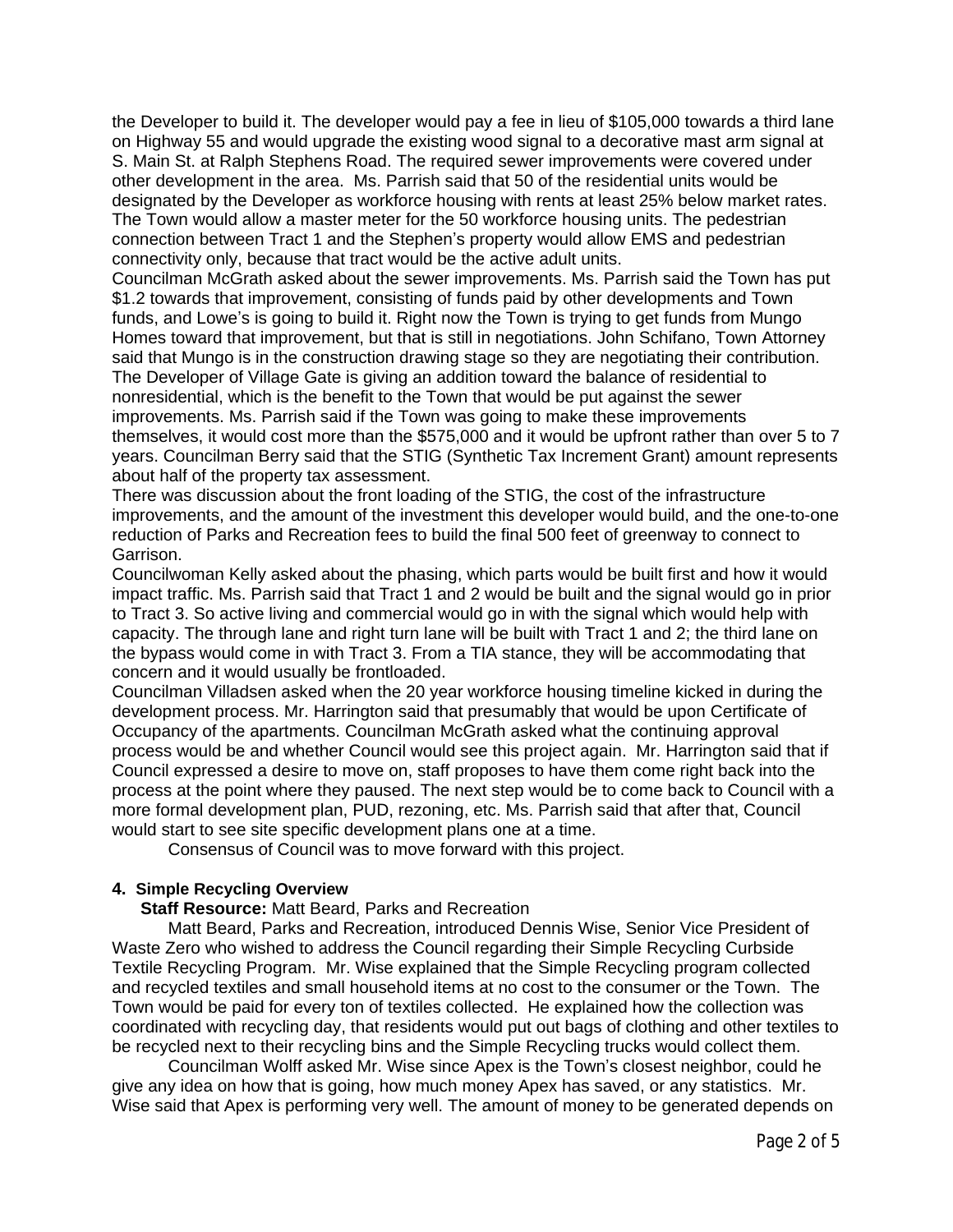the Developer to build it. The developer would pay a fee in lieu of $105,000 towards a third lane on Highway 55 and would upgrade the existing wood signal to a decorative mast arm signal at S. Main St. at Ralph Stephens Road. The required sewer improvements were covered under other development in the area. Ms. Parrish said that 50 of the residential units would be designated by the Developer as workforce housing with rents at least 25% below market rates. The Town would allow a master meter for the 50 workforce housing units. The pedestrian connection between Tract 1 and the Stephen's property would allow EMS and pedestrian connectivity only, because that tract would be the active adult units.

Councilman McGrath asked about the sewer improvements. Ms. Parrish said the Town has put $1.2 towards that improvement, consisting of funds paid by other developments and Town funds, and Lowe's is going to build it. Right now the Town is trying to get funds from Mungo Homes toward that improvement, but that is still in negotiations. John Schifano, Town Attorney said that Mungo is in the construction drawing stage so they are negotiating their contribution. The Developer of Village Gate is giving an addition toward the balance of residential to nonresidential, which is the benefit to the Town that would be put against the sewer improvements. Ms. Parrish said if the Town was going to make these improvements themselves, it would cost more than the $575,000 and it would be upfront rather than over 5 to 7 years. Councilman Berry said that the STIG (Synthetic Tax Increment Grant) amount represents about half of the property tax assessment.

There was discussion about the front loading of the STIG, the cost of the infrastructure improvements, and the amount of the investment this developer would build, and the one-to-one reduction of Parks and Recreation fees to build the final 500 feet of greenway to connect to Garrison.

Councilwoman Kelly asked about the phasing, which parts would be built first and how it would impact traffic. Ms. Parrish said that Tract 1 and 2 would be built and the signal would go in prior to Tract 3. So active living and commercial would go in with the signal which would help with capacity. The through lane and right turn lane will be built with Tract 1 and 2; the third lane on the bypass would come in with Tract 3. From a TIA stance, they will be accommodating that concern and it would usually be frontloaded.

Councilman Villadsen asked when the 20 year workforce housing timeline kicked in during the development process. Mr. Harrington said that presumably that would be upon Certificate of Occupancy of the apartments. Councilman McGrath asked what the continuing approval process would be and whether Council would see this project again. Mr. Harrington said that if Council expressed a desire to move on, staff proposes to have them come right back into the process at the point where they paused. The next step would be to come back to Council with a more formal development plan, PUD, rezoning, etc. Ms. Parrish said that after that, Council would start to see site specific development plans one at a time.

Consensus of Council was to move forward with this project.

**4. Simple Recycling Overview**

**Staff Resource:** Matt Beard, Parks and Recreation

Matt Beard, Parks and Recreation, introduced Dennis Wise, Senior Vice President of Waste Zero who wished to address the Council regarding their Simple Recycling Curbside Textile Recycling Program. Mr. Wise explained that the Simple Recycling program collected and recycled textiles and small household items at no cost to the consumer or the Town. The Town would be paid for every ton of textiles collected. He explained how the collection was coordinated with recycling day, that residents would put out bags of clothing and other textiles to be recycled next to their recycling bins and the Simple Recycling trucks would collect them.

Councilman Wolff asked Mr. Wise since Apex is the Town's closest neighbor, could he give any idea on how that is going, how much money Apex has saved, or any statistics. Mr. Wise said that Apex is performing very well. The amount of money to be generated depends on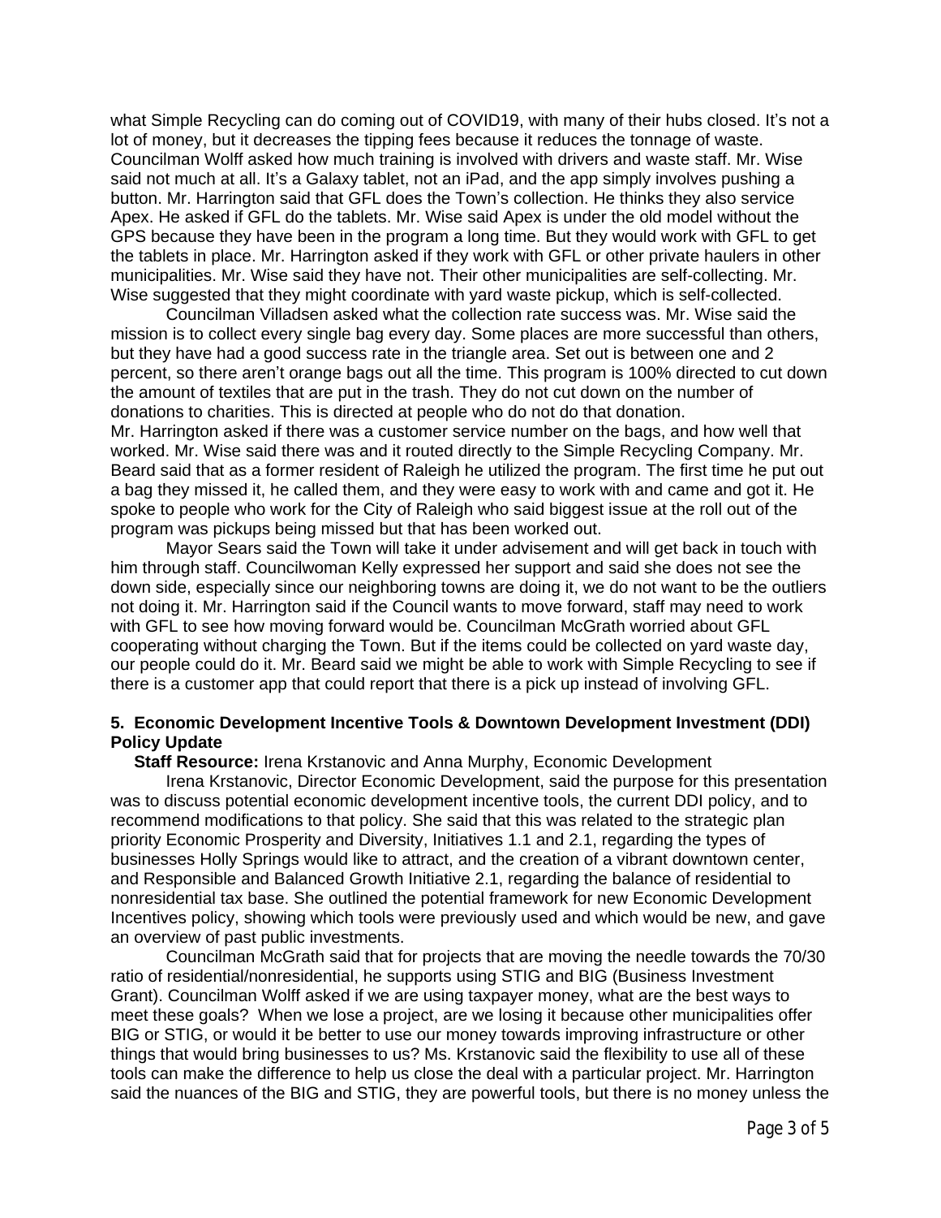what Simple Recycling can do coming out of COVID19, with many of their hubs closed. It's not a lot of money, but it decreases the tipping fees because it reduces the tonnage of waste. Councilman Wolff asked how much training is involved with drivers and waste staff. Mr. Wise said not much at all. It's a Galaxy tablet, not an iPad, and the app simply involves pushing a button. Mr. Harrington said that GFL does the Town's collection. He thinks they also service Apex. He asked if GFL do the tablets. Mr. Wise said Apex is under the old model without the GPS because they have been in the program a long time. But they would work with GFL to get the tablets in place. Mr. Harrington asked if they work with GFL or other private haulers in other municipalities. Mr. Wise said they have not. Their other municipalities are self-collecting. Mr. Wise suggested that they might coordinate with yard waste pickup, which is self-collected.

Councilman Villadsen asked what the collection rate success was. Mr. Wise said the mission is to collect every single bag every day. Some places are more successful than others, but they have had a good success rate in the triangle area. Set out is between one and 2 percent, so there aren't orange bags out all the time. This program is 100% directed to cut down the amount of textiles that are put in the trash. They do not cut down on the number of donations to charities. This is directed at people who do not do that donation.
Mr. Harrington asked if there was a customer service number on the bags, and how well that worked. Mr. Wise said there was and it routed directly to the Simple Recycling Company. Mr. Beard said that as a former resident of Raleigh he utilized the program. The first time he put out a bag they missed it, he called them, and they were easy to work with and came and got it. He spoke to people who work for the City of Raleigh who said biggest issue at the roll out of the program was pickups being missed but that has been worked out.

Mayor Sears said the Town will take it under advisement and will get back in touch with him through staff. Councilwoman Kelly expressed her support and said she does not see the down side, especially since our neighboring towns are doing it, we do not want to be the outliers not doing it. Mr. Harrington said if the Council wants to move forward, staff may need to work with GFL to see how moving forward would be. Councilman McGrath worried about GFL cooperating without charging the Town. But if the items could be collected on yard waste day, our people could do it. Mr. Beard said we might be able to work with Simple Recycling to see if there is a customer app that could report that there is a pick up instead of involving GFL.

**5. Economic Development Incentive Tools & Downtown Development Investment (DDI) Policy Update**

**Staff Resource:** Irena Krstanovic and Anna Murphy, Economic Development

Irena Krstanovic, Director Economic Development, said the purpose for this presentation was to discuss potential economic development incentive tools, the current DDI policy, and to recommend modifications to that policy. She said that this was related to the strategic plan priority Economic Prosperity and Diversity, Initiatives 1.1 and 2.1, regarding the types of businesses Holly Springs would like to attract, and the creation of a vibrant downtown center, and Responsible and Balanced Growth Initiative 2.1, regarding the balance of residential to nonresidential tax base. She outlined the potential framework for new Economic Development Incentives policy, showing which tools were previously used and which would be new, and gave an overview of past public investments.

Councilman McGrath said that for projects that are moving the needle towards the 70/30 ratio of residential/nonresidential, he supports using STIG and BIG (Business Investment Grant). Councilman Wolff asked if we are using taxpayer money, what are the best ways to meet these goals? When we lose a project, are we losing it because other municipalities offer BIG or STIG, or would it be better to use our money towards improving infrastructure or other things that would bring businesses to us? Ms. Krstanovic said the flexibility to use all of these tools can make the difference to help us close the deal with a particular project. Mr. Harrington said the nuances of the BIG and STIG, they are powerful tools, but there is no money unless the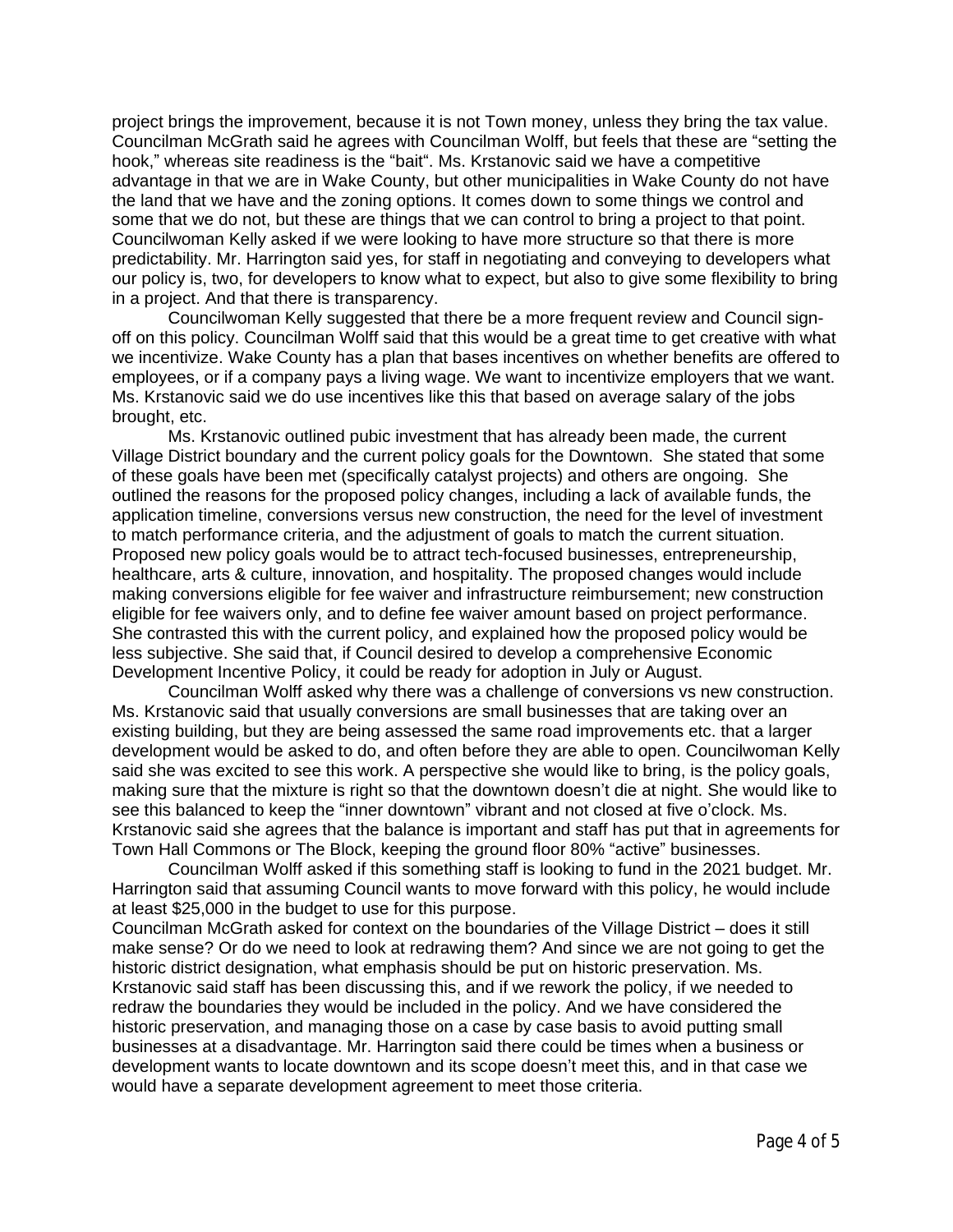project brings the improvement, because it is not Town money, unless they bring the tax value. Councilman McGrath said he agrees with Councilman Wolff, but feels that these are "setting the hook," whereas site readiness is the "bait". Ms. Krstanovic said we have a competitive advantage in that we are in Wake County, but other municipalities in Wake County do not have the land that we have and the zoning options. It comes down to some things we control and some that we do not, but these are things that we can control to bring a project to that point. Councilwoman Kelly asked if we were looking to have more structure so that there is more predictability. Mr. Harrington said yes, for staff in negotiating and conveying to developers what our policy is, two, for developers to know what to expect, but also to give some flexibility to bring in a project. And that there is transparency.

Councilwoman Kelly suggested that there be a more frequent review and Council sign-off on this policy. Councilman Wolff said that this would be a great time to get creative with what we incentivize. Wake County has a plan that bases incentives on whether benefits are offered to employees, or if a company pays a living wage. We want to incentivize employers that we want. Ms. Krstanovic said we do use incentives like this that based on average salary of the jobs brought, etc.

Ms. Krstanovic outlined pubic investment that has already been made, the current Village District boundary and the current policy goals for the Downtown. She stated that some of these goals have been met (specifically catalyst projects) and others are ongoing. She outlined the reasons for the proposed policy changes, including a lack of available funds, the application timeline, conversions versus new construction, the need for the level of investment to match performance criteria, and the adjustment of goals to match the current situation. Proposed new policy goals would be to attract tech-focused businesses, entrepreneurship, healthcare, arts & culture, innovation, and hospitality. The proposed changes would include making conversions eligible for fee waiver and infrastructure reimbursement; new construction eligible for fee waivers only, and to define fee waiver amount based on project performance. She contrasted this with the current policy, and explained how the proposed policy would be less subjective. She said that, if Council desired to develop a comprehensive Economic Development Incentive Policy, it could be ready for adoption in July or August.

Councilman Wolff asked why there was a challenge of conversions vs new construction. Ms. Krstanovic said that usually conversions are small businesses that are taking over an existing building, but they are being assessed the same road improvements etc. that a larger development would be asked to do, and often before they are able to open. Councilwoman Kelly said she was excited to see this work. A perspective she would like to bring, is the policy goals, making sure that the mixture is right so that the downtown doesn't die at night. She would like to see this balanced to keep the "inner downtown" vibrant and not closed at five o'clock. Ms. Krstanovic said she agrees that the balance is important and staff has put that in agreements for Town Hall Commons or The Block, keeping the ground floor 80% "active" businesses.

Councilman Wolff asked if this something staff is looking to fund in the 2021 budget. Mr. Harrington said that assuming Council wants to move forward with this policy, he would include at least $25,000 in the budget to use for this purpose.

Councilman McGrath asked for context on the boundaries of the Village District – does it still make sense? Or do we need to look at redrawing them? And since we are not going to get the historic district designation, what emphasis should be put on historic preservation. Ms. Krstanovic said staff has been discussing this, and if we rework the policy, if we needed to redraw the boundaries they would be included in the policy. And we have considered the historic preservation, and managing those on a case by case basis to avoid putting small businesses at a disadvantage. Mr. Harrington said there could be times when a business or development wants to locate downtown and its scope doesn't meet this, and in that case we would have a separate development agreement to meet those criteria.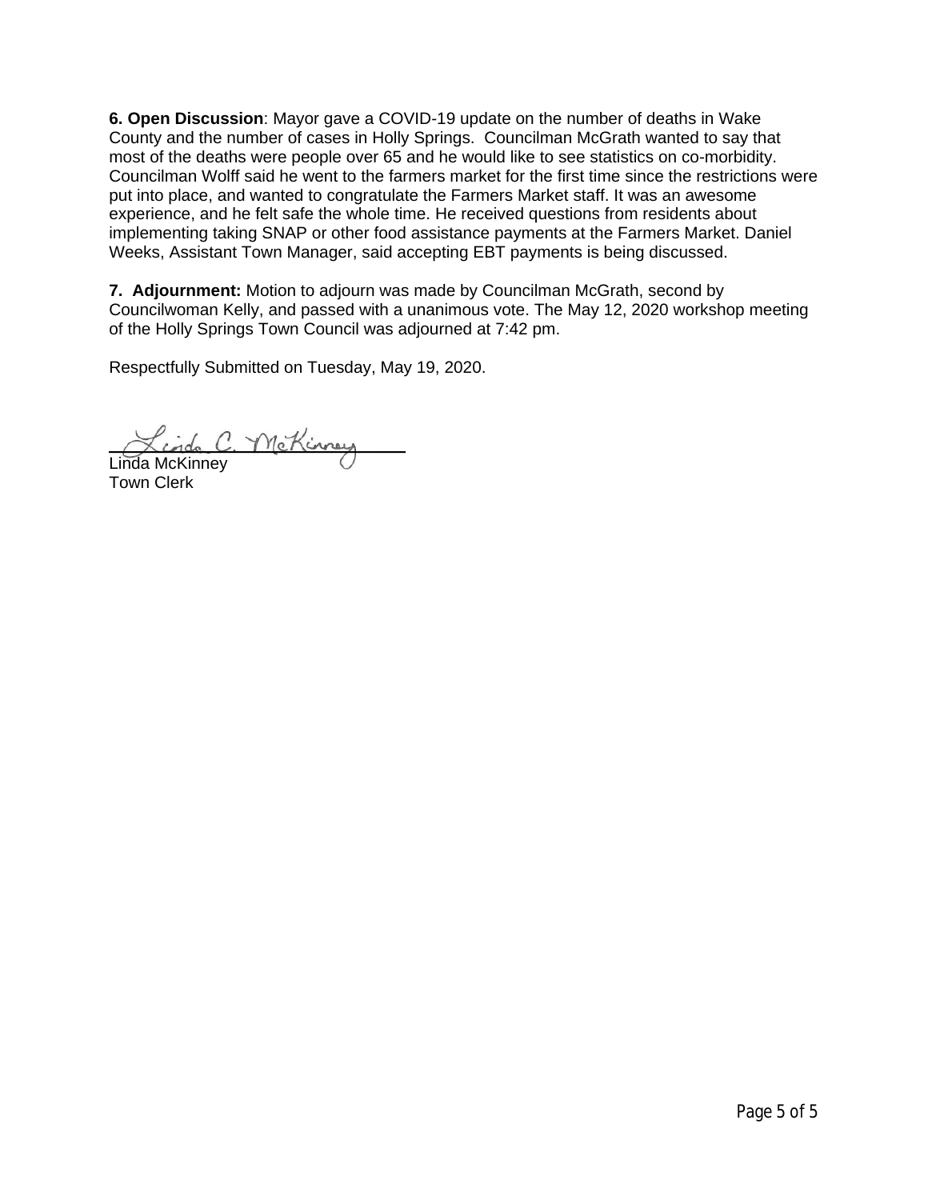**6. Open Discussion**: Mayor gave a COVID-19 update on the number of deaths in Wake County and the number of cases in Holly Springs. Councilman McGrath wanted to say that most of the deaths were people over 65 and he would like to see statistics on co-morbidity. Councilman Wolff said he went to the farmers market for the first time since the restrictions were put into place, and wanted to congratulate the Farmers Market staff. It was an awesome experience, and he felt safe the whole time. He received questions from residents about implementing taking SNAP or other food assistance payments at the Farmers Market. Daniel Weeks, Assistant Town Manager, said accepting EBT payments is being discussed.

**7. Adjournment:** Motion to adjourn was made by Councilman McGrath, second by Councilwoman Kelly, and passed with a unanimous vote. The May 12, 2020 workshop meeting of the Holly Springs Town Council was adjourned at 7:42 pm.

Respectfully Submitted on Tuesday, May 19, 2020.

Linda C. McKinney

Linda McKinney
Town Clerk